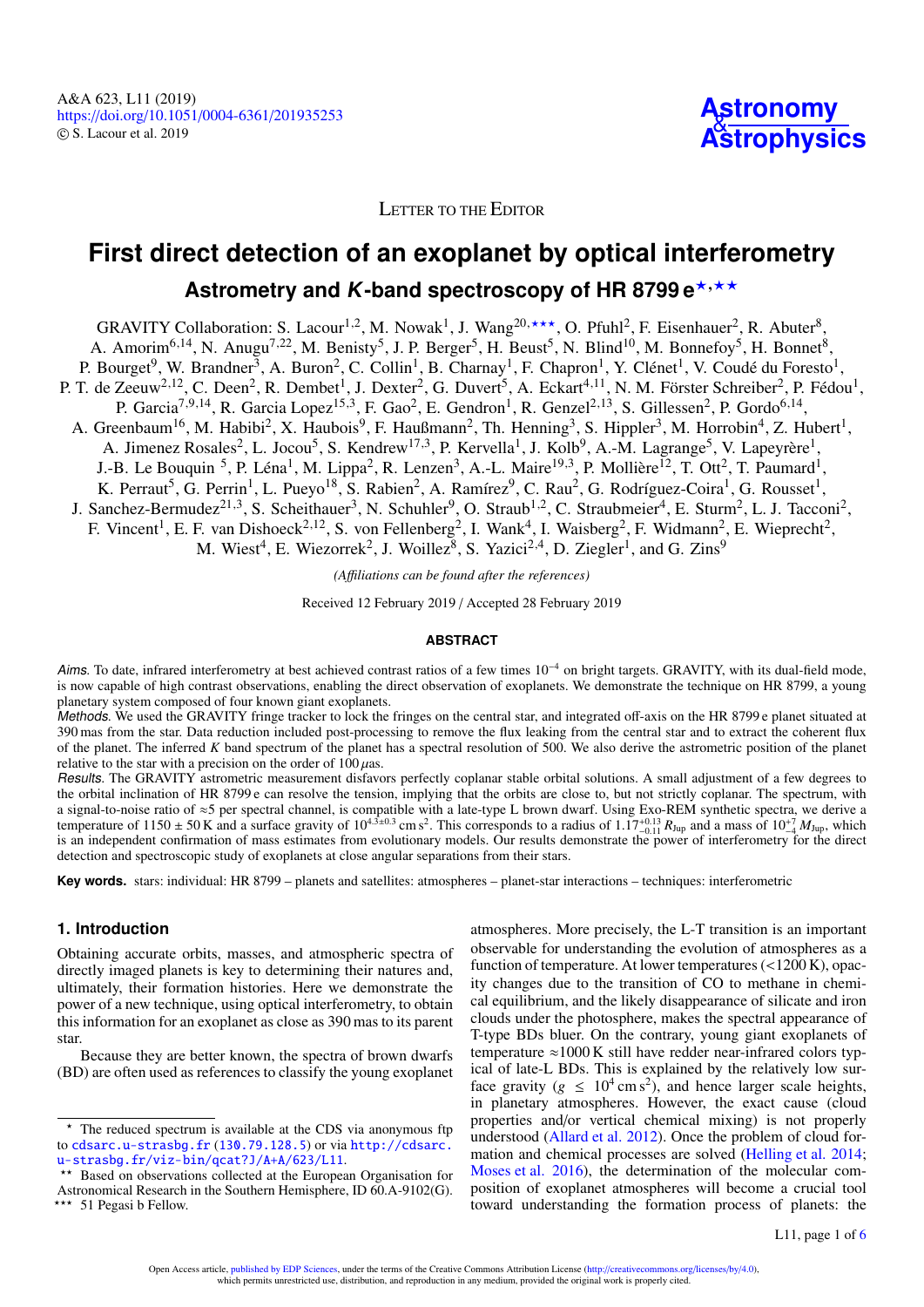Letter to the Editor

# First direct detection of an exoplanet by optical interferometry

## Astrometry and *K*-band spectroscopy of HR 8799 e[⋆,⋆⋆]

GRAVITY Collaboration: S. Lacour[1,2], M. Nowak[1], J. Wang[20,⋆⋆⋆], O. Pfuhl[2], F. Eisenhauer[2], R. Abuter[8], A. Amorim[6,14], N. Anugu[7,22], M. Benisty[5], J. P. Berger[5], H. Beust[5], N. Blind[10], M. Bonnefoy[5], H. Bonnet[8], P. Bourget[9], W. Brandner[3], A. Buron[2], C. Collin[1], B. Charnay[1], F. Chapron[1], Y. Clénet[1], V. Coudé du Foresto[1], P. T. de Zeeuw[2,12], C. Deen[2], R. Dembet[1], J. Dexter[2], G. Duvert[5], A. Eckart[4,11], N. M. Förster Schreiber[2], P. Fédou[1], P. Garcia[7,9,14], R. Garcia Lopez[15,3], F. Gao[2], E. Gendron[1], R. Genzel[2,13], S. Gillessen[2], P. Gordo[6,14], A. Greenbaum[16], M. Habibi[2], X. Haubois[9], F. Haußmann[2], Th. Henning[3], S. Hippler[3], M. Horrobin[4], Z. Hubert[1], A. Jimenez Rosales[2], L. Jocou[5], S. Kendrew[17,3], P. Kervella[1], J. Kolb[9], A.-M. Lagrange[5], V. Lapeyrère[1], J.-B. Le Bouquin [5], P. Léna[1], M. Lippa[2], R. Lenzen[3], A.-L. Maire[19,3], P. Mollière[12], T. Ott[2], T. Paumard[1], K. Perraut[5], G. Perrin[1], L. Pueyo[18], S. Rabien[2], A. Ramírez[9], C. Rau[2], G. Rodríguez-Coira[1], G. Rousset[1], J. Sanchez-Bermudez[21,3], S. Scheithauer[3], N. Schuhler[9], O. Straub[1,2], C. Straubmeier[4], E. Sturm[2], L. J. Tacconi[2], F. Vincent[1], E. F. van Dishoeck[2,12], S. von Fellenberg[2], I. Wank[4], I. Waisberg[2], F. Widmann[2], E. Wieprecht[2], M. Wiest[4], E. Wiezorrek[2], J. Woillez[8], S. Yazici[2,4], D. Ziegler[1], and G. Zins[9]

*(Affiliations can be found after the references)*

Received 12 February 2019 / Accepted 28 February 2019

### ABSTRACT

*Aims.* To date, infrared interferometry at best achieved contrast ratios of a few times $10^{-4}$ on bright targets. GRAVITY, with its dual-field mode, is now capable of high contrast observations, enabling the direct observation of exoplanets. We demonstrate the technique on HR 8799, a young planetary system composed of four known giant exoplanets.

*Methods.* We used the GRAVITY fringe tracker to lock the fringes on the central star, and integrated off-axis on the HR 8799 e planet situated at 390 mas from the star. Data reduction included post-processing to remove the flux leaking from the central star and to extract the coherent flux of the planet. The inferred *K* band spectrum of the planet has a spectral resolution of 500. We also derive the astrometric position of the planet relative to the star with a precision on the order of 100 $\mu$as.

*Results.* The GRAVITY astrometric measurement disfavors perfectly coplanar stable orbital solutions. A small adjustment of a few degrees to the orbital inclination of HR 8799 e can resolve the tension, implying that the orbits are close to, but not strictly coplanar. The spectrum, with a signal-to-noise ratio of ≈5 per spectral channel, is compatible with a late-type L brown dwarf. Using Exo-REM synthetic spectra, we derive a temperature of 1150 ± 50 K and a surface gravity of $10^{4.3\pm0.3}$ cm s$^2$. This corresponds to a radius of $1.17^{+0.13}_{-0.11}\,R_{\rm Jup}$ and a mass of $10^{+7}_{-4}\,M_{\rm Jup}$, which is an independent confirmation of mass estimates from evolutionary models. Our results demonstrate the power of interferometry for the direct detection and spectroscopic study of exoplanets at close angular separations from their stars.

**Key words.** stars: individual: HR 8799 – planets and satellites: atmospheres – planet-star interactions – techniques: interferometric

## 1. Introduction

Obtaining accurate orbits, masses, and atmospheric spectra of directly imaged planets is key to determining their natures and, ultimately, their formation histories. Here we demonstrate the power of a new technique, using optical interferometry, to obtain this information for an exoplanet as close as 390 mas to its parent star.

Because they are better known, the spectra of brown dwarfs (BD) are often used as references to classify the young exoplanet atmospheres. More precisely, the L-T transition is an important observable for understanding the evolution of atmospheres as a function of temperature. At lower temperatures (<1200 K), opacity changes due to the transition of CO to methane in chemical equilibrium, and the likely disappearance of silicate and iron clouds under the photosphere, makes the spectral appearance of T-type BDs bluer. On the contrary, young giant exoplanets of temperature ≈1000 K still have redder near-infrared colors typical of late-L BDs. This is explained by the relatively low surface gravity ($g \leq 10^4$ cm s$^2$), and hence larger scale heights, in planetary atmospheres. However, the exact cause (cloud properties and/or vertical chemical mixing) is not properly understood (Allard et al. 2012). Once the problem of cloud formation and chemical processes are solved (Helling et al. 2014; Moses et al. 2016), the determination of the molecular composition of exoplanet atmospheres will become a crucial tool toward understanding the formation process of planets: the

⋆ The reduced spectrum is available at the CDS via anonymous ftp to cdsarc.u-strasbg.fr (130.79.128.5) or via http://cdsarc.u-strasbg.fr/viz-bin/qcat?J/A+A/623/L11.

⋆⋆ Based on observations collected at the European Organisation for Astronomical Research in the Southern Hemisphere, ID 60.A-9102(G).

⋆⋆⋆ 51 Pegasi b Fellow.

Open Access article, published by EDP Sciences, under the terms of the Creative Commons Attribution License (http://creativecommons.org/licenses/by/4.0), which permits unrestricted use, distribution, and reproduction in any medium, provided the original work is properly cited.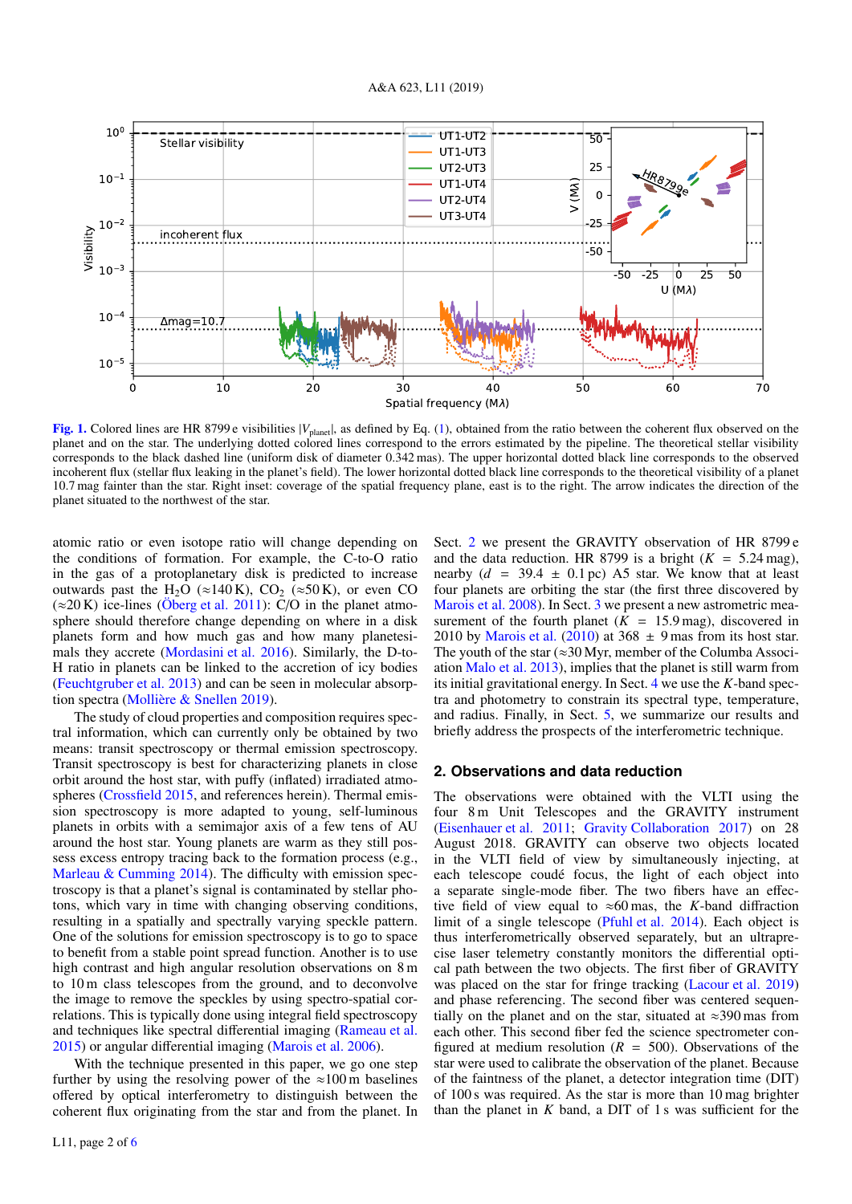**Fig. 1.** Colored lines are HR 8799 e visibilities $|V_{\text{planet}}|$, as defined by Eq. (1), obtained from the ratio between the coherent flux observed on the planet and on the star. The underlying dotted colored lines correspond to the errors estimated by the pipeline. The theoretical stellar visibility corresponds to the black dashed line (uniform disk of diameter 0.342 mas). The upper horizontal dotted black line corresponds to the observed incoherent flux (stellar flux leaking in the planet's field). The lower horizontal dotted black line corresponds to the theoretical visibility of a planet 10.7 mag fainter than the star. Right inset: coverage of the spatial frequency plane, east is to the right. The arrow indicates the direction of the planet situated to the northwest of the star.

atomic ratio or even isotope ratio will change depending on the conditions of formation. For example, the C-to-O ratio in the gas of a protoplanetary disk is predicted to increase outwards past the $H_2O$ (≈140 K), $CO_2$ (≈50 K), or even CO (≈20 K) ice-lines (Öberg et al. 2011): C/O in the planet atmosphere should therefore change depending on where in a disk planets form and how much gas and how many planetesimals they accrete (Mordasini et al. 2016). Similarly, the D-to-H ratio in planets can be linked to the accretion of icy bodies (Feuchtgruber et al. 2013) and can be seen in molecular absorption spectra (Mollière & Snellen 2019).

The study of cloud properties and composition requires spectral information, which can currently only be obtained by two means: transit spectroscopy or thermal emission spectroscopy. Transit spectroscopy is best for characterizing planets in close orbit around the host star, with puffy (inflated) irradiated atmospheres (Crossfield 2015, and references herein). Thermal emission spectroscopy is more adapted to young, self-luminous planets in orbits with a semimajor axis of a few tens of AU around the host star. Young planets are warm as they still possess excess entropy tracing back to the formation process (e.g., Marleau & Cumming 2014). The difficulty with emission spectroscopy is that a planet's signal is contaminated by stellar photons, which vary in time with changing observing conditions, resulting in a spatially and spectrally varying speckle pattern. One of the solutions for emission spectroscopy is to go to space to benefit from a stable point spread function. Another is to use high contrast and high angular resolution observations on 8 m to 10 m class telescopes from the ground, and to deconvolve the image to remove the speckles by using spectro-spatial correlations. This is typically done using integral field spectroscopy and techniques like spectral differential imaging (Rameau et al. 2015) or angular differential imaging (Marois et al. 2006).

With the technique presented in this paper, we go one step further by using the resolving power of the ≈100 m baselines offered by optical interferometry to distinguish between the coherent flux originating from the star and from the planet. In Sect. 2 we present the GRAVITY observation of HR 8799 e and the data reduction. HR 8799 is a bright ($K$ = 5.24 mag), nearby ($d$ = 39.4 ± 0.1 pc) A5 star. We know that at least four planets are orbiting the star (the first three discovered by Marois et al. 2008). In Sect. 3 we present a new astrometric measurement of the fourth planet ($K$ = 15.9 mag), discovered in 2010 by Marois et al. (2010) at 368 ± 9 mas from its host star. The youth of the star (≈30 Myr, member of the Columba Association Malo et al. 2013), implies that the planet is still warm from its initial gravitational energy. In Sect. 4 we use the $K$-band spectra and photometry to constrain its spectral type, temperature, and radius. Finally, in Sect. 5, we summarize our results and briefly address the prospects of the interferometric technique.

## 2. Observations and data reduction

The observations were obtained with the VLTI using the four 8 m Unit Telescopes and the GRAVITY instrument (Eisenhauer et al. 2011; Gravity Collaboration 2017) on 28 August 2018. GRAVITY can observe two objects located in the VLTI field of view by simultaneously injecting, at each telescope coudé focus, the light of each object into a separate single-mode fiber. The two fibers have an effective field of view equal to ≈60 mas, the $K$-band diffraction limit of a single telescope (Pfuhl et al. 2014). Each object is thus interferometrically observed separately, but an ultraprecise laser telemetry constantly monitors the differential optical path between the two objects. The first fiber of GRAVITY was placed on the star for fringe tracking (Lacour et al. 2019) and phase referencing. The second fiber was centered sequentially on the planet and on the star, situated at ≈390 mas from each other. This second fiber fed the science spectrometer configured at medium resolution ($R$ = 500). Observations of the star were used to calibrate the observation of the planet. Because of the faintness of the planet, a detector integration time (DIT) of 100 s was required. As the star is more than 10 mag brighter than the planet in $K$ band, a DIT of 1 s was sufficient for the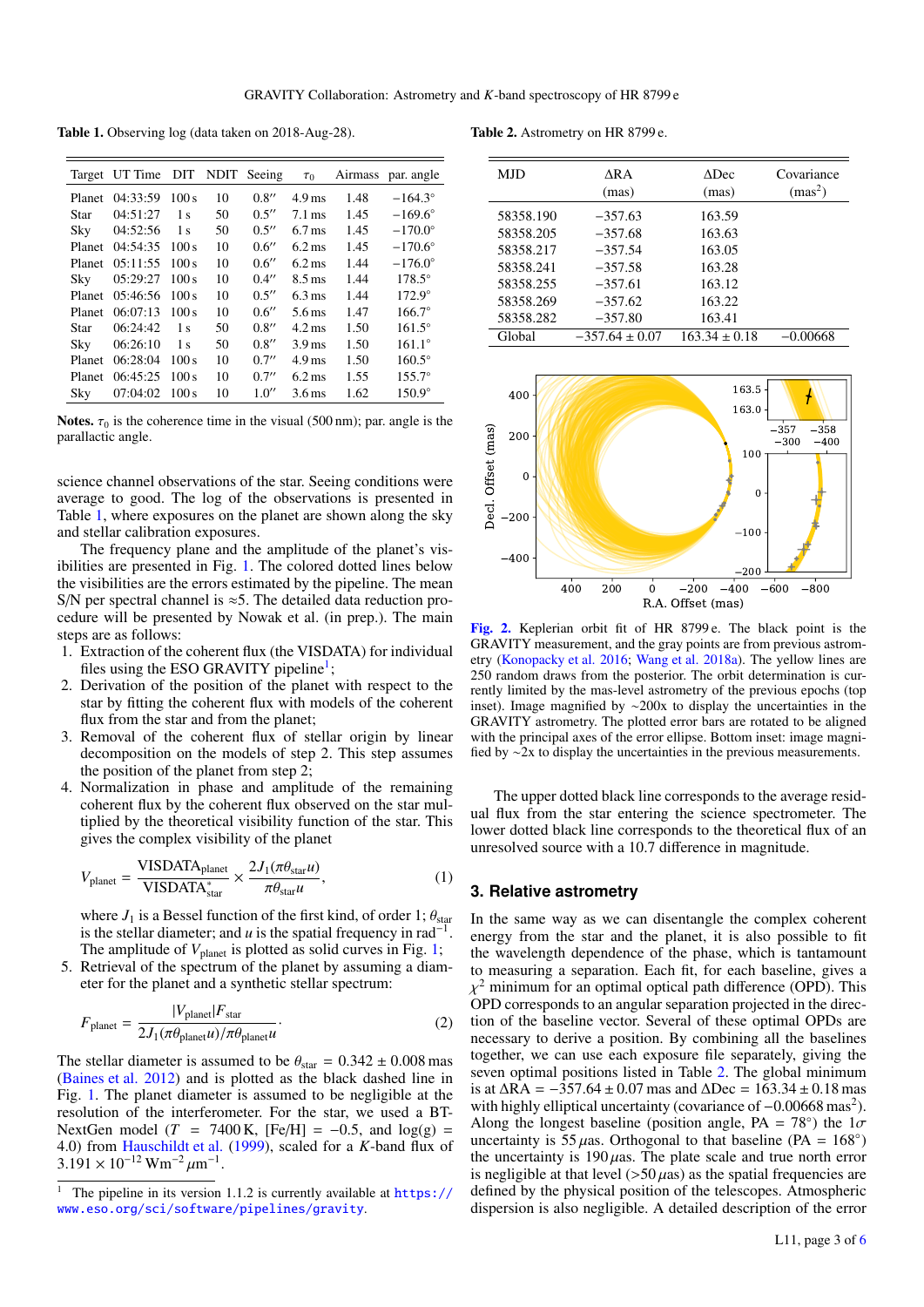**Table 1.** Observing log (data taken on 2018-Aug-28).

| Target | UT Time | DIT | NDIT | Seeing | $\tau_0$ | Airmass | par. angle |
|---|---|---|---|---|---|---|---|
| Planet | 04:33:59 | 100 s | 10 | 0.8″ | 4.9 ms | 1.48 | −164.3° |
| Star | 04:51:27 | 1 s | 50 | 0.5″ | 7.1 ms | 1.45 | −169.6° |
| Sky | 04:52:56 | 1 s | 50 | 0.5″ | 6.7 ms | 1.45 | −170.0° |
| Planet | 04:54:35 | 100 s | 10 | 0.6″ | 6.2 ms | 1.45 | −170.6° |
| Planet | 05:11:55 | 100 s | 10 | 0.6″ | 6.2 ms | 1.44 | −176.0° |
| Sky | 05:29:27 | 100 s | 10 | 0.4″ | 8.5 ms | 1.44 | 178.5° |
| Planet | 05:46:56 | 100 s | 10 | 0.5″ | 6.3 ms | 1.44 | 172.9° |
| Planet | 06:07:13 | 100 s | 10 | 0.6″ | 5.6 ms | 1.47 | 166.7° |
| Star | 06:24:42 | 1 s | 50 | 0.8″ | 4.2 ms | 1.50 | 161.5° |
| Sky | 06:26:10 | 1 s | 50 | 0.8″ | 3.9 ms | 1.50 | 161.1° |
| Planet | 06:28:04 | 100 s | 10 | 0.7″ | 4.9 ms | 1.50 | 160.5° |
| Planet | 06:45:25 | 100 s | 10 | 0.7″ | 6.2 ms | 1.55 | 155.7° |
| Sky | 07:04:02 | 100 s | 10 | 1.0″ | 3.6 ms | 1.62 | 150.9° |

**Notes.** $\tau_0$ is the coherence time in the visual (500 nm); par. angle is the parallactic angle.

science channel observations of the star. Seeing conditions were average to good. The log of the observations is presented in Table 1, where exposures on the planet are shown along the sky and stellar calibration exposures.

The frequency plane and the amplitude of the planet's visibilities are presented in Fig. 1. The colored dotted lines below the visibilities are the errors estimated by the pipeline. The mean S/N per spectral channel is ≈5. The detailed data reduction procedure will be presented by Nowak et al. (in prep.). The main steps are as follows:

1. Extraction of the coherent flux (the VISDATA) for individual files using the ESO GRAVITY pipeline[1];
2. Derivation of the position of the planet with respect to the star by fitting the coherent flux with models of the coherent flux from the star and from the planet;
3. Removal of the coherent flux of stellar origin by linear decomposition on the models of step 2. This step assumes the position of the planet from step 2;
4. Normalization in phase and amplitude of the remaining coherent flux by the coherent flux observed on the star multiplied by the theoretical visibility function of the star. This gives the complex visibility of the planet

$$V_{\rm planet} = \frac{\rm VISDATA_{planet}}{\rm VISDATA^{*}_{star}} \times \frac{2J_1(\pi\theta_{\rm star}u)}{\pi\theta_{\rm star}u}, \tag{1}$$

where $J_1$ is a Bessel function of the first kind, of order 1; $\theta_{\rm star}$ is the stellar diameter; and $u$ is the spatial frequency in rad$^{-1}$. The amplitude of $V_{\rm planet}$ is plotted as solid curves in Fig. 1;

5. Retrieval of the spectrum of the planet by assuming a diameter for the planet and a synthetic stellar spectrum:

$$F_{\rm planet} = \frac{|V_{\rm planet}|F_{\rm star}}{2J_1(\pi\theta_{\rm planet}u)/\pi\theta_{\rm planet}u}. \tag{2}$$

The stellar diameter is assumed to be $\theta_{\rm star} = 0.342 \pm 0.008$ mas (Baines et al. 2012) and is plotted as the black dashed line in Fig. 1. The planet diameter is assumed to be negligible at the resolution of the interferometer. For the star, we used a BT-NextGen model ($T$ = 7400 K, [Fe/H] = −0.5, and log(g) = 4.0) from Hauschildt et al. (1999), scaled for a $K$-band flux of $3.191 \times 10^{-12}$ W m$^{-2}$ $\mu$m$^{-1}$.

[1] The pipeline in its version 1.1.2 is currently available at https://www.eso.org/sci/software/pipelines/gravity.

**Table 2.** Astrometry on HR 8799 e.

| MJD | ΔRA (mas) | ΔDec (mas) | Covariance (mas$^2$) |
|---|---|---|---|
| 58358.190 | −357.63 | 163.59 | |
| 58358.205 | −357.68 | 163.63 | |
| 58358.217 | −357.54 | 163.05 | |
| 58358.241 | −357.58 | 163.28 | |
| 58358.255 | −357.61 | 163.12 | |
| 58358.269 | −357.62 | 163.22 | |
| 58358.282 | −357.80 | 163.41 | |
| Global | −357.64 ± 0.07 | 163.34 ± 0.18 | −0.00668 |

**Fig. 2.** Keplerian orbit fit of HR 8799 e. The black point is the GRAVITY measurement, and the gray points are from previous astrometry (Konopacky et al. 2016; Wang et al. 2018a). The yellow lines are 250 random draws from the posterior. The orbit determination is currently limited by the mas-level astrometry of the previous epochs (top inset). Image magnified by ∼200x to display the uncertainties in the GRAVITY astrometry. The plotted error bars are rotated to be aligned with the principal axes of the error ellipse. Bottom inset: image magnified by ∼2x to display the uncertainties in the previous measurements.

The upper dotted black line corresponds to the average residual flux from the star entering the science spectrometer. The lower dotted black line corresponds to the theoretical flux of an unresolved source with a 10.7 difference in magnitude.

## 3. Relative astrometry

In the same way as we can disentangle the complex coherent energy from the star and the planet, it is also possible to fit the wavelength dependence of the phase, which is tantamount to measuring a separation. Each fit, for each baseline, gives a $\chi^2$ minimum for an optimal optical path difference (OPD). This OPD corresponds to an angular separation projected in the direction of the baseline vector. Several of these optimal OPDs are necessary to derive a position. By combining all the baselines together, we can use each exposure file separately, giving the seven optimal positions listed in Table 2. The global minimum is at ΔRA = −357.64 ± 0.07 mas and ΔDec = 163.34 ± 0.18 mas with highly elliptical uncertainty (covariance of −0.00668 mas$^2$). Along the longest baseline (position angle, PA = 78°) the 1$\sigma$ uncertainty is 55 $\mu$as. Orthogonal to that baseline (PA = 168°) the uncertainty is 190 $\mu$as. The plate scale and true north error is negligible at that level (>50 $\mu$as) as the spatial frequencies are defined by the physical position of the telescopes. Atmospheric dispersion is also negligible. A detailed description of the error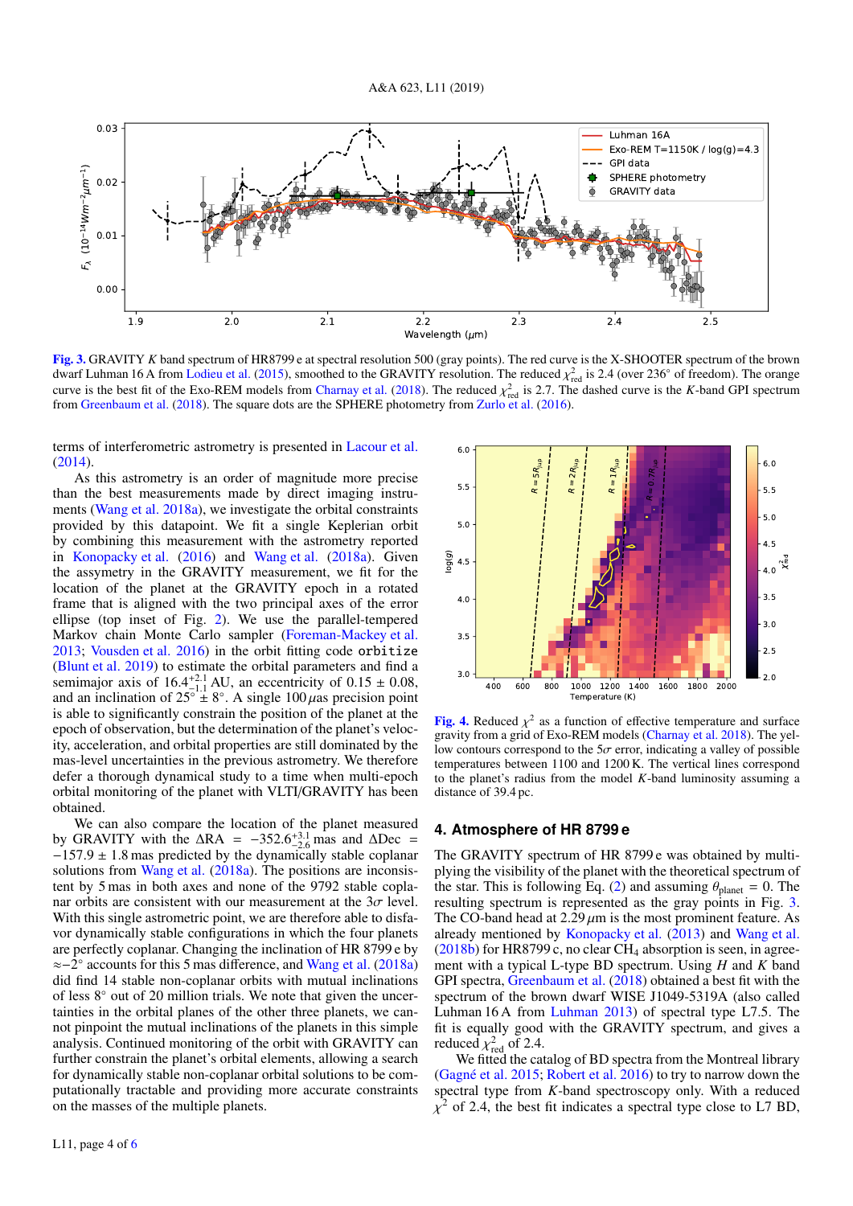Fig. 3. GRAVITY $K$ band spectrum of HR8799 e at spectral resolution 500 (gray points). The red curve is the X-SHOOTER spectrum of the brown dwarf Luhman 16 A from Lodieu et al. (2015), smoothed to the GRAVITY resolution. The reduced $\chi^2_{\rm red}$ is 2.4 (over 236° of freedom). The orange curve is the best fit of the Exo-REM models from Charnay et al. (2018). The reduced $\chi^2_{\rm red}$ is 2.7. The dashed curve is the $K$-band GPI spectrum from Greenbaum et al. (2018). The square dots are the SPHERE photometry from Zurlo et al. (2016).

terms of interferometric astrometry is presented in Lacour et al. (2014).

As this astrometry is an order of magnitude more precise than the best measurements made by direct imaging instruments (Wang et al. 2018a), we investigate the orbital constraints provided by this datapoint. We fit a single Keplerian orbit by combining this measurement with the astrometry reported in Konopacky et al. (2016) and Wang et al. (2018a). Given the assymetry in the GRAVITY measurement, we fit for the location of the planet at the GRAVITY epoch in a rotated frame that is aligned with the two principal axes of the error ellipse (top inset of Fig. 2). We use the parallel-tempered Markov chain Monte Carlo sampler (Foreman-Mackey et al. 2013; Vousden et al. 2016) in the orbit fitting code orbitize (Blunt et al. 2019) to estimate the orbital parameters and find a semimajor axis of $16.4^{+2.1}_{-1.1}$ AU, an eccentricity of $0.15 \pm 0.08$, and an inclination of $25° \pm 8°$. A single 100 $\mu$as precision point is able to significantly constrain the position of the planet at the epoch of observation, but the determination of the planet's velocity, acceleration, and orbital properties are still dominated by the mas-level uncertainties in the previous astrometry. We therefore defer a thorough dynamical study to a time when multi-epoch orbital monitoring of the planet with VLTI/GRAVITY has been obtained.

We can also compare the location of the planet measured by GRAVITY with the $\Delta$RA $= -352.6^{+3.1}_{-2.6}$ mas and $\Delta$Dec $= -157.9 \pm 1.8$ mas predicted by the dynamically stable coplanar solutions from Wang et al. (2018a). The positions are inconsistent by 5 mas in both axes and none of the 9792 stable coplanar orbits are consistent with our measurement at the $3\sigma$ level. With this single astrometric point, we are therefore able to disfavor dynamically stable configurations in which the four planets are perfectly coplanar. Changing the inclination of HR 8799 e by $\approx -2°$ accounts for this 5 mas difference, and Wang et al. (2018a) did find 14 stable non-coplanar orbits with mutual inclinations of less $8°$ out of 20 million trials. We note that given the uncertainties in the orbital planes of the other three planets, we cannot pinpoint the mutual inclinations of the planets in this simple analysis. Continued monitoring of the orbit with GRAVITY can further constrain the planet's orbital elements, allowing a search for dynamically stable non-coplanar orbital solutions to be computationally tractable and providing more accurate constraints on the masses of the multiple planets.

Fig. 4. Reduced $\chi^2$ as a function of effective temperature and surface gravity from a grid of Exo-REM models (Charnay et al. 2018). The yellow contours correspond to the $5\sigma$ error, indicating a valley of possible temperatures between 1100 and 1200 K. The vertical lines correspond to the planet's radius from the model $K$-band luminosity assuming a distance of 39.4 pc.

## 4. Atmosphere of HR 8799 e

The GRAVITY spectrum of HR 8799 e was obtained by multiplying the visibility of the planet with the theoretical spectrum of the star. This is following Eq. (2) and assuming $\theta_{\rm planet} = 0$. The resulting spectrum is represented as the gray points in Fig. 3. The CO-band head at 2.29 $\mu$m is the most prominent feature. As already mentioned by Konopacky et al. (2013) and Wang et al. (2018b) for HR8799 c, no clear $CH_4$ absorption is seen, in agreement with a typical L-type BD spectrum. Using $H$ and $K$ band GPI spectra, Greenbaum et al. (2018) obtained a best fit with the spectrum of the brown dwarf WISE J1049-5319A (also called Luhman 16 A from Luhman 2013) of spectral type L7.5. The fit is equally good with the GRAVITY spectrum, and gives a reduced $\chi^2_{\rm red}$ of 2.4.

We fitted the catalog of BD spectra from the Montreal library (Gagné et al. 2015; Robert et al. 2016) to try to narrow down the spectral type from $K$-band spectroscopy only. With a reduced $\chi^2$ of 2.4, the best fit indicates a spectral type close to L7 BD,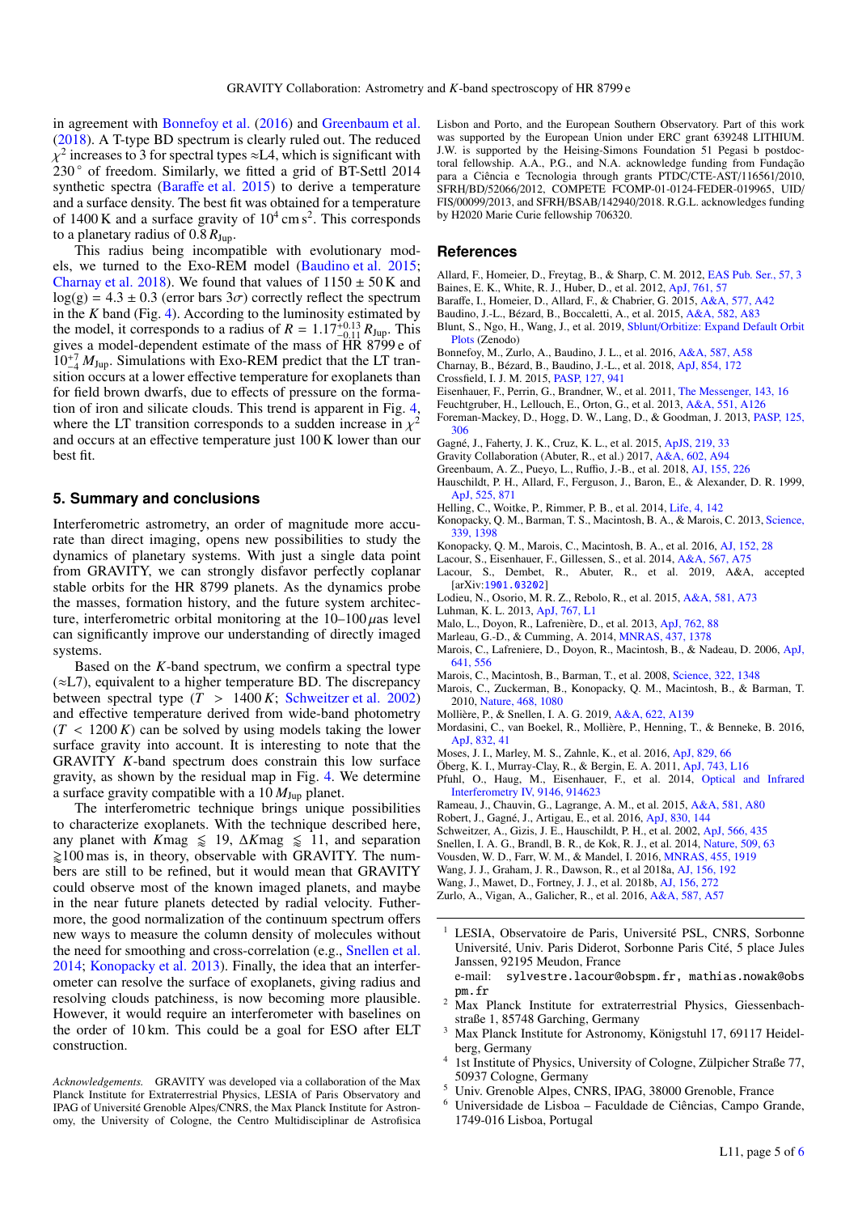in agreement with Bonnefoy et al. (2016) and Greenbaum et al. (2018). A T-type BD spectrum is clearly ruled out. The reduced $\chi^2$ increases to 3 for spectral types ≈L4, which is significant with 230° of freedom. Similarly, we fitted a grid of BT-Settl 2014 synthetic spectra (Baraffe et al. 2015) to derive a temperature and a surface density. The best fit was obtained for a temperature of 1400 K and a surface gravity of $10^4$ cm s$^2$. This corresponds to a planetary radius of 0.8 $R_{\rm Jup}$.

This radius being incompatible with evolutionary models, we turned to the Exo-REM model (Baudino et al. 2015; Charnay et al. 2018). We found that values of 1150 ± 50 K and $\log(g) = 4.3 \pm 0.3$ (error bars $3\sigma$) correctly reflect the spectrum in the $K$ band (Fig. 4). According to the luminosity estimated by the model, it corresponds to a radius of $R = 1.17^{+0.13}_{-0.11}\,R_{\rm Jup}$. This gives a model-dependent estimate of the mass of HR 8799 e of $10^{+7}_{-4}\,M_{\rm Jup}$. Simulations with Exo-REM predict that the LT transition occurs at a lower effective temperature for exoplanets than for field brown dwarfs, due to effects of pressure on the formation of iron and silicate clouds. This trend is apparent in Fig. 4, where the LT transition corresponds to a sudden increase in $\chi^2$ and occurs at an effective temperature just 100 K lower than our best fit.

## 5. Summary and conclusions

Interferometric astrometry, an order of magnitude more accurate than direct imaging, opens new possibilities to study the dynamics of planetary systems. With just a single data point from GRAVITY, we can strongly disfavor perfectly coplanar stable orbits for the HR 8799 planets. As the dynamics probe the masses, formation history, and the future system architecture, interferometric orbital monitoring at the 10–100 $\mu$as level can significantly improve our understanding of directly imaged systems.

Based on the $K$-band spectrum, we confirm a spectral type (≈L7), equivalent to a higher temperature BD. The discrepancy between spectral type ($T > 1400\,K$; Schweitzer et al. 2002) and effective temperature derived from wide-band photometry ($T < 1200\,K$) can be solved by using models taking the lower surface gravity into account. It is interesting to note that the GRAVITY $K$-band spectrum does constrain this low surface gravity, as shown by the residual map in Fig. 4. We determine a surface gravity compatible with a 10 $M_{\rm Jup}$ planet.

The interferometric technique brings unique possibilities to characterize exoplanets. With the technique described here, any planet with $K$mag $\lessapprox 19$, $\Delta K$mag $\lessapprox 11$, and separation $\gtrapprox$100 mas is, in theory, observable with GRAVITY. The numbers are still to be refined, but it would mean that GRAVITY could observe most of the known imaged planets, and maybe in the near future planets detected by radial velocity. Futhermore, the good normalization of the continuum spectrum offers new ways to measure the column density of molecules without the need for smoothing and cross-correlation (e.g., Snellen et al. 2014; Konopacky et al. 2013). Finally, the idea that an interferometer can resolve the surface of exoplanets, giving radius and resolving clouds patchiness, is now becoming more plausible. However, it would require an interferometer with baselines on the order of 10 km. This could be a goal for ESO after ELT construction.

*Acknowledgements.* GRAVITY was developed via a collaboration of the Max Planck Institute for Extraterrestrial Physics, LESIA of Paris Observatory and IPAG of Université Grenoble Alpes/CNRS, the Max Planck Institute for Astronomy, the University of Cologne, the Centro Multidisciplinar de Astrofisica Lisbon and Porto, and the European Southern Observatory. Part of this work was supported by the European Union under ERC grant 639248 LITHIUM. J.W. is supported by the Heising-Simons Foundation 51 Pegasi b postdoctoral fellowship. A.A., P.G., and N.A. acknowledge funding from Fundação para a Ciência e Tecnologia through grants PTDC/CTE-AST/116561/2010, SFRH/BD/52066/2012, COMPETE FCOMP-01-0124-FEDER-019965, UID/FIS/00099/2013, and SFRH/BSAB/142940/2018. R.G.L. acknowledges funding by H2020 Marie Curie fellowship 706320.

## References

Allard, F., Homeier, D., Freytag, B., & Sharp, C. M. 2012, EAS Pub. Ser., 57, 3
Baines, E. K., White, R. J., Huber, D., et al. 2012, ApJ, 761, 57
Baraffe, I., Homeier, D., Allard, F., & Chabrier, G. 2015, A&A, 577, A42
Baudino, J.-L., Bézard, B., Boccaletti, A., et al. 2015, A&A, 582, A83
Blunt, S., Ngo, H., Wang, J., et al. 2019, Sblunt/Orbitize: Expand Default Orbit Plots (Zenodo)
Bonnefoy, M., Zurlo, A., Baudino, J. L., et al. 2016, A&A, 587, A58
Charnay, B., Bézard, B., Baudino, J.-L., et al. 2018, ApJ, 854, 172
Crossfield, I. J. M. 2015, PASP, 127, 941
Eisenhauer, F., Perrin, G., Brandner, W., et al. 2011, The Messenger, 143, 16
Feuchtgruber, H., Lellouch, E., Orton, G., et al. 2013, A&A, 551, A126
Foreman-Mackey, D., Hogg, D. W., Lang, D., & Goodman, J. 2013, PASP, 125, 306
Gagné, J., Faherty, J. K., Cruz, K. L., et al. 2015, ApJS, 219, 33
Gravity Collaboration (Abuter, R., et al.) 2017, A&A, 602, A94
Greenbaum, A. Z., Pueyo, L., Ruffio, J.-B., et al. 2018, AJ, 155, 226
Hauschildt, P. H., Allard, F., Ferguson, J., Baron, E., & Alexander, D. R. 1999, ApJ, 525, 871
Helling, C., Woitke, P., Rimmer, P. B., et al. 2014, Life, 4, 142
Konopacky, Q. M., Barman, T. S., Macintosh, B. A., & Marois, C. 2013, Science, 339, 1398
Konopacky, Q. M., Marois, C., Macintosh, B. A., et al. 2016, AJ, 152, 28
Lacour, S., Eisenhauer, F., Gillessen, S., et al. 2014, A&A, 567, A75
Lacour, S., Dembet, R., Abuter, R., et al. 2019, A&A, accepted [arXiv:1901.03202]
Lodieu, N., Osorio, M. R. Z., Rebolo, R., et al. 2015, A&A, 581, A73
Luhman, K. L. 2013, ApJ, 767, L1
Malo, L., Doyon, R., Lafrenière, D., et al. 2013, ApJ, 762, 88
Marleau, G.-D., & Cumming, A. 2014, MNRAS, 437, 1378
Marois, C., Lafreniere, D., Doyon, R., Macintosh, B., & Nadeau, D. 2006, ApJ, 641, 556
Marois, C., Macintosh, B., Barman, T., et al. 2008, Science, 322, 1348
Marois, C., Zuckerman, B., Konopacky, Q. M., Macintosh, B., & Barman, T. 2010, Nature, 468, 1080
Mollière, P., & Snellen, I. A. G. 2019, A&A, 622, A139
Mordasini, C., van Boekel, R., Mollière, P., Henning, T., & Benneke, B. 2016, ApJ, 832, 41
Moses, J. I., Marley, M. S., Zahnle, K., et al. 2016, ApJ, 829, 66
Öberg, K. I., Murray-Clay, R., & Bergin, E. A. 2011, ApJ, 743, L16
Pfuhl, O., Haug, M., Eisenhauer, F., et al. 2014, Optical and Infrared Interferometry IV, 9146, 914623
Rameau, J., Chauvin, G., Lagrange, A. M., et al. 2015, A&A, 581, A80
Robert, J., Gagné, J., Artigau, E., et al. 2016, ApJ, 830, 144
Schweitzer, A., Gizis, J. E., Hauschildt, P. H., et al. 2002, ApJ, 566, 435
Snellen, I. A. G., Brandl, B. R., de Kok, R. J., et al. 2014, Nature, 509, 63
Vousden, W. D., Farr, W. M., & Mandel, I. 2016, MNRAS, 455, 1919
Wang, J. J., Graham, J. R., Dawson, R., et al 2018a, AJ, 156, 192
Wang, J., Mawet, D., Fortney, J. J., et al. 2018b, AJ, 156, 272
Zurlo, A., Vigan, A., Galicher, R., et al. 2016, A&A, 587, A57

[1] LESIA, Observatoire de Paris, Université PSL, CNRS, Sorbonne Université, Univ. Paris Diderot, Sorbonne Paris Cité, 5 place Jules Janssen, 92195 Meudon, France
e-mail: sylvestre.lacour@obspm.fr, mathias.nowak@obspm.fr
[2] Max Planck Institute for extraterrestrial Physics, Giessenbachstraße 1, 85748 Garching, Germany
[3] Max Planck Institute for Astronomy, Königstuhl 17, 69117 Heidelberg, Germany
[4] 1st Institute of Physics, University of Cologne, Zülpicher Straße 77, 50937 Cologne, Germany
[5] Univ. Grenoble Alpes, CNRS, IPAG, 38000 Grenoble, France
[6] Universidade de Lisboa – Faculdade de Ciências, Campo Grande, 1749-016 Lisboa, Portugal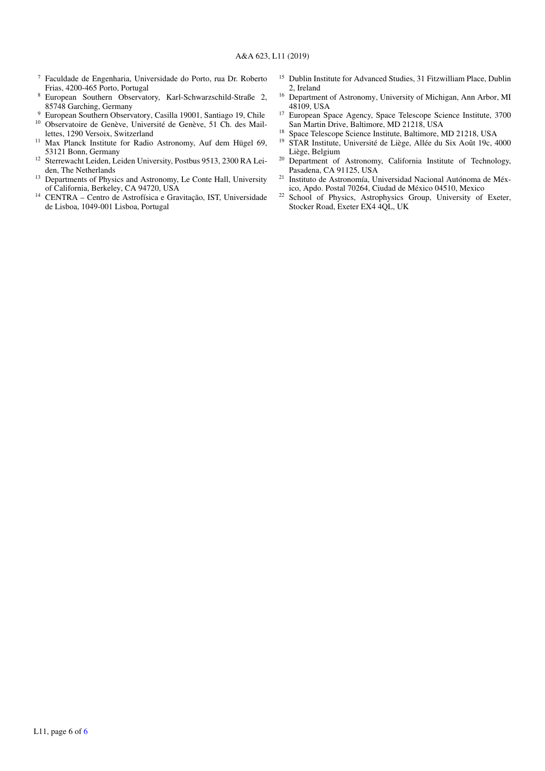[7] Faculdade de Engenharia, Universidade do Porto, rua Dr. Roberto Frias, 4200-465 Porto, Portugal

[8] European Southern Observatory, Karl-Schwarzschild-Straße 2, 85748 Garching, Germany

[9] European Southern Observatory, Casilla 19001, Santiago 19, Chile

[10] Observatoire de Genève, Université de Genève, 51 Ch. des Maillettes, 1290 Versoix, Switzerland

[11] Max Planck Institute for Radio Astronomy, Auf dem Hügel 69, 53121 Bonn, Germany

[12] Sterrewacht Leiden, Leiden University, Postbus 9513, 2300 RA Leiden, The Netherlands

[13] Departments of Physics and Astronomy, Le Conte Hall, University of California, Berkeley, CA 94720, USA

[14] CENTRA – Centro de Astrofísica e Gravitação, IST, Universidade de Lisboa, 1049-001 Lisboa, Portugal

[15] Dublin Institute for Advanced Studies, 31 Fitzwilliam Place, Dublin 2, Ireland

[16] Department of Astronomy, University of Michigan, Ann Arbor, MI 48109, USA

[17] European Space Agency, Space Telescope Science Institute, 3700 San Martin Drive, Baltimore, MD 21218, USA

[18] Space Telescope Science Institute, Baltimore, MD 21218, USA

[19] STAR Institute, Université de Liège, Allée du Six Août 19c, 4000 Liège, Belgium

[20] Department of Astronomy, California Institute of Technology, Pasadena, CA 91125, USA

[21] Instituto de Astronomía, Universidad Nacional Autónoma de México, Apdo. Postal 70264, Ciudad de México 04510, Mexico

[22] School of Physics, Astrophysics Group, University of Exeter, Stocker Road, Exeter EX4 4QL, UK